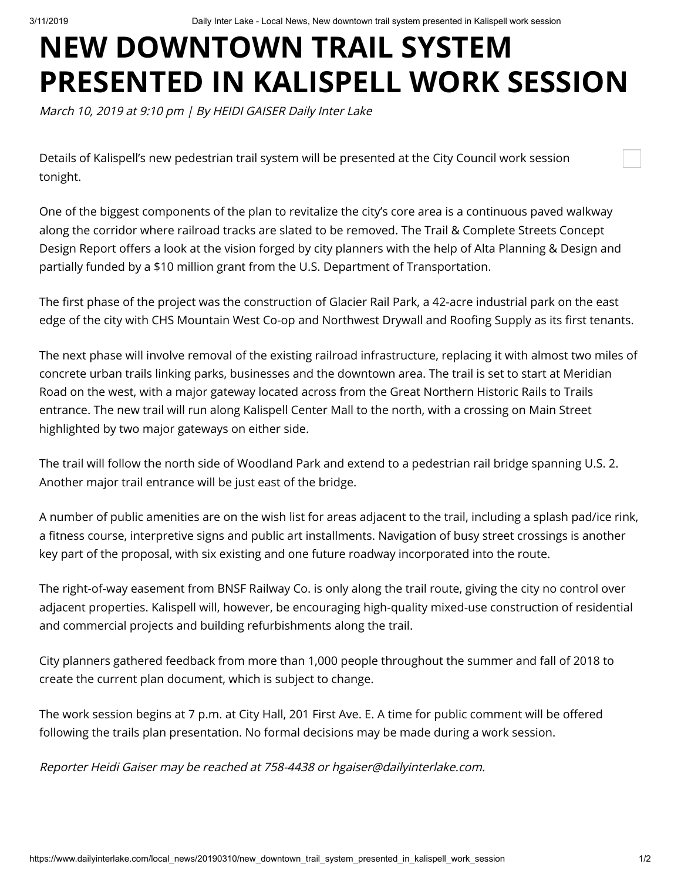# NEW DOWNTOWN TRAIL SYSTEM PRESENTED IN KALISPELL WORK SESSION

*March 10, 2019 at 9:10 pm | By HEIDI GAISER Daily Inter Lake*

Details of Kalispell's new pedestrian trail system will be presented at the City Council work session tonight.

One of the biggest components of the plan to revitalize the city's core area is a continuous paved walkway along the corridor where railroad tracks are slated to be removed. The Trail & Complete Streets Concept Design Report offers a look at the vision forged by city planners with the help of Alta Planning & Design and partially funded by a $10 million grant from the U.S. Department of Transportation.

The first phase of the project was the construction of Glacier Rail Park, a 42-acre industrial park on the east edge of the city with CHS Mountain West Co-op and Northwest Drywall and Roofing Supply as its first tenants.

The next phase will involve removal of the existing railroad infrastructure, replacing it with almost two miles of concrete urban trails linking parks, businesses and the downtown area. The trail is set to start at Meridian Road on the west, with a major gateway located across from the Great Northern Historic Rails to Trails entrance. The new trail will run along Kalispell Center Mall to the north, with a crossing on Main Street highlighted by two major gateways on either side.

The trail will follow the north side of Woodland Park and extend to a pedestrian rail bridge spanning U.S. 2. Another major trail entrance will be just east of the bridge.

A number of public amenities are on the wish list for areas adjacent to the trail, including a splash pad/ice rink, a fitness course, interpretive signs and public art installments. Navigation of busy street crossings is another key part of the proposal, with six existing and one future roadway incorporated into the route.

The right-of-way easement from BNSF Railway Co. is only along the trail route, giving the city no control over adjacent properties. Kalispell will, however, be encouraging high-quality mixed-use construction of residential and commercial projects and building refurbishments along the trail.

City planners gathered feedback from more than 1,000 people throughout the summer and fall of 2018 to create the current plan document, which is subject to change.

The work session begins at 7 p.m. at City Hall, 201 First Ave. E. A time for public comment will be offered following the trails plan presentation. No formal decisions may be made during a work session.

*Reporter Heidi Gaiser may be reached at 758-4438 or hgaiser@dailyinterlake.com.*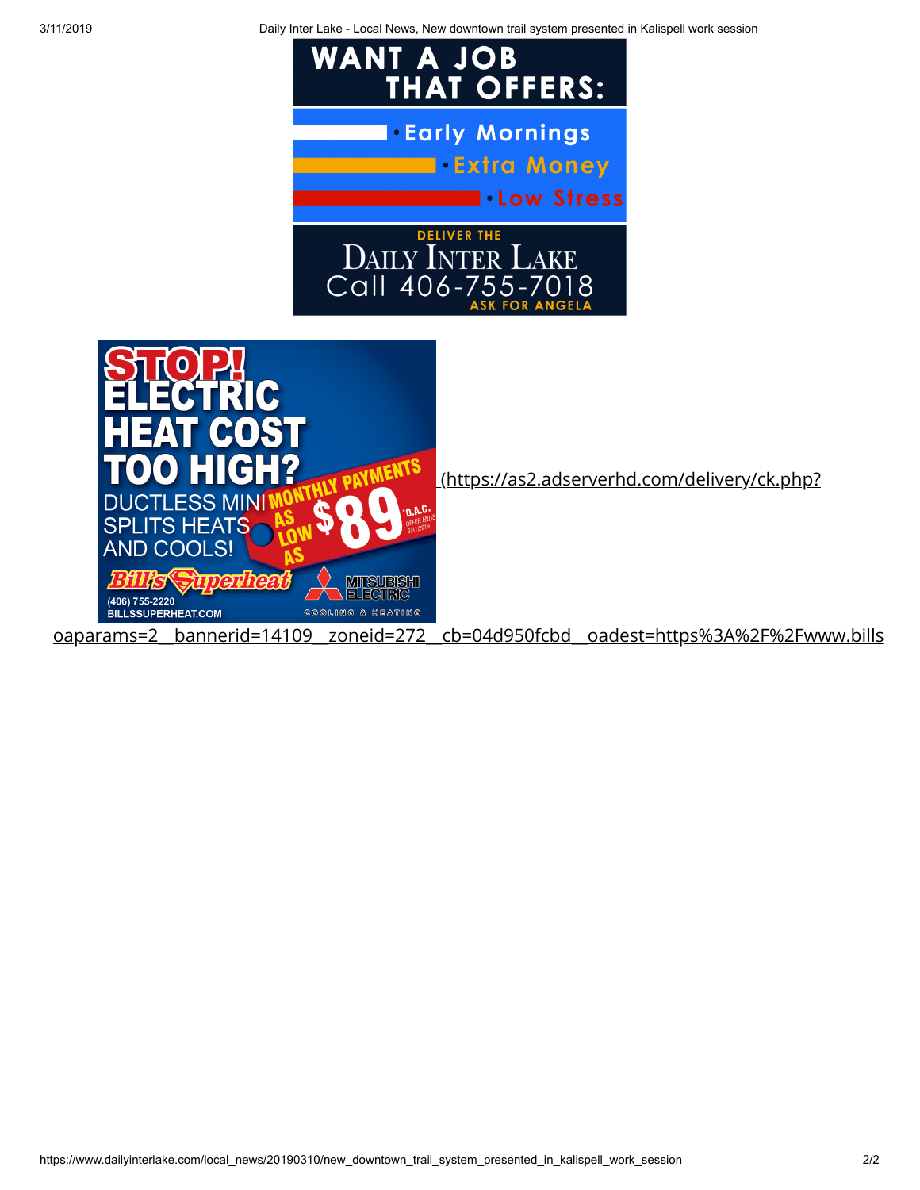WANT A JOB THAT OFFERS:

- Early Mornings
- Extra Money
- Low Stress

DELIVER THE DAILY INTER LAKE
Call 406-755-7018
ASK FOR ANGELA

STOP! ELECTRIC HEAT COST TOO HIGH?
DUCTLESS MINI SPLITS HEATS AND COOLS!
MONTHLY PAYMENTS AS LOW AS $89 *O.A.C. OFFER ENDS 3/31/2019
Bill's Superheat
(406) 755-2220
BILLSSUPERHEAT.COM
MITSUBISHI ELECTRIC COOLING & HEATING

(https://as2.adserverhd.com/delivery/ck.php?oaparams=2__bannerid=14109__zoneid=272__cb=04d950fcbd__oadest=https%3A%2F%2Fwww.bills